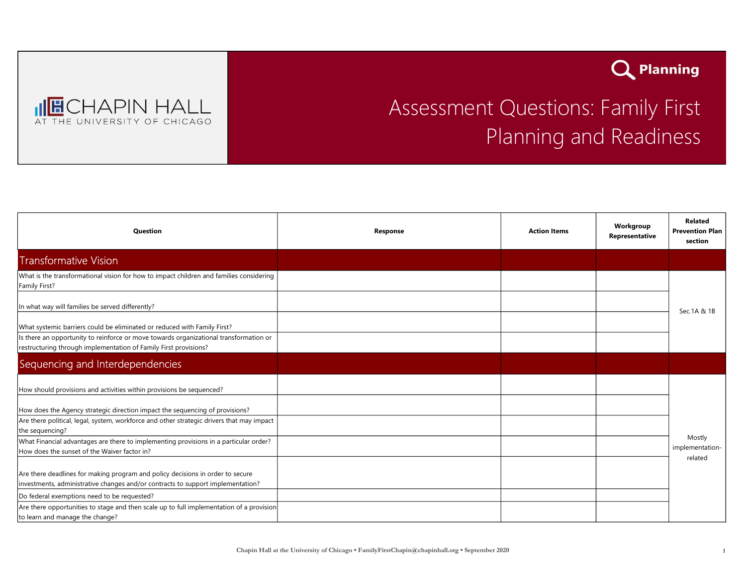# Planning

# Assessment Questions: Family First Planning and Readiness

| Question | Response | Action Items | Workgroup Representative | Related Prevention Plan section |
|---|---|---|---|---|
| **Transformative Vision** | | | | |
| What is the transformational vision for how to impact children and families considering Family First? | | | | Sec.1A & 1B |
| In what way will families be served differently? | | | | |
| What systemic barriers could be eliminated or reduced with Family First? | | | | |
| Is there an opportunity to reinforce or move towards organizational transformation or restructuring through implementation of Family First provisions? | | | | |
| **Sequencing and Interdependencies** | | | | |
| How should provisions and activities within provisions be sequenced? | | | | Mostly implementation-related |
| How does the Agency strategic direction impact the sequencing of provisions? | | | | |
| Are there political, legal, system, workforce and other strategic drivers that may impact the sequencing? | | | | |
| What Financial advantages are there to implementing provisions in a particular order? How does the sunset of the Waiver factor in? | | | | |
| Are there deadlines for making program and policy decisions in order to secure investments, administrative changes and/or contracts to support implementation? | | | | |
| Do federal exemptions need to be requested? | | | | |
| Are there opportunities to stage and then scale up to full implementation of a provision to learn and manage the change? | | | | |

Chapin Hall at the University of Chicago • FamilyFirstChapin@chapinhall.org • September 2020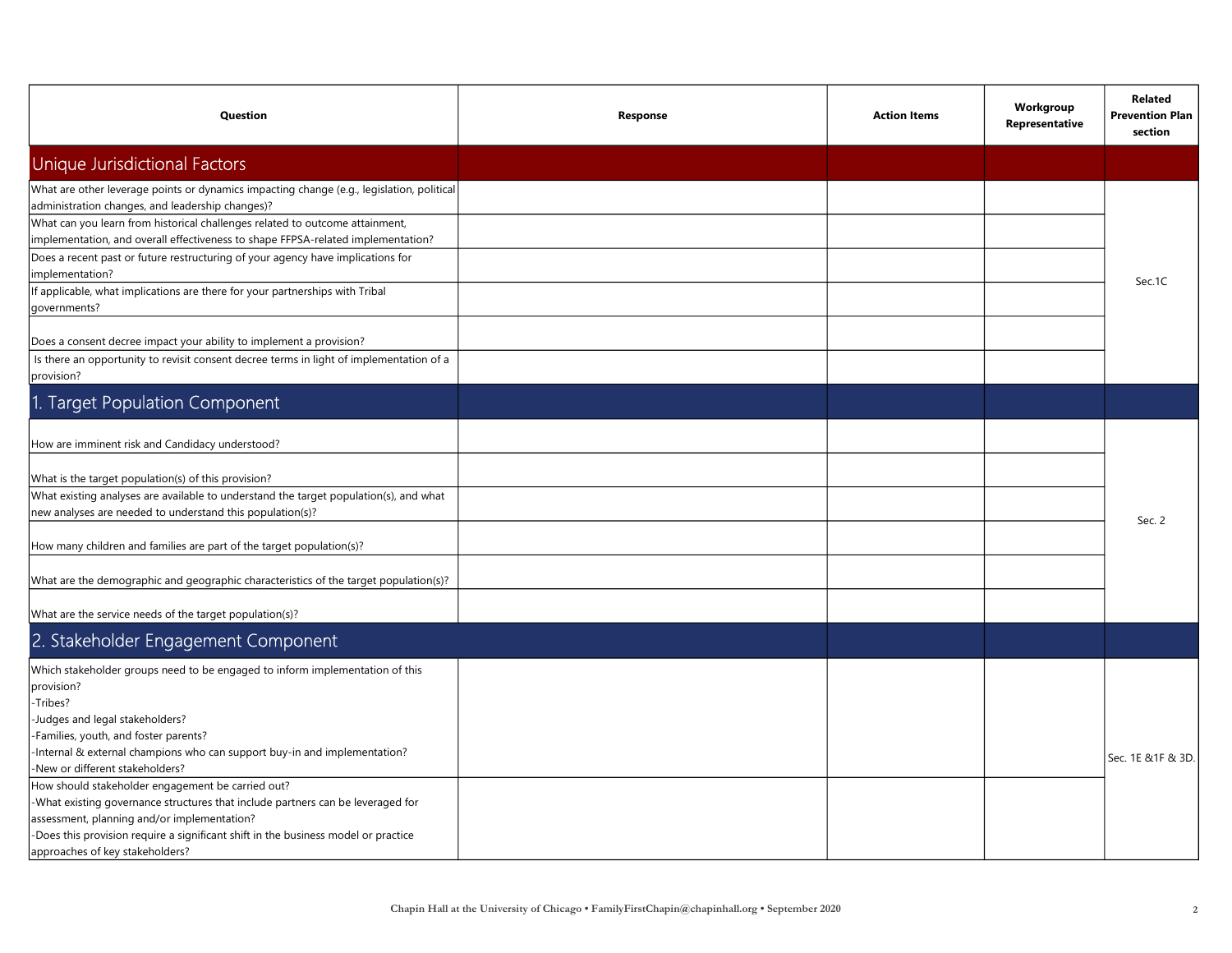| Question | Response | Action Items | Workgroup Representative | Related Prevention Plan section |
|---|---|---|---|---|
| **Unique Jurisdictional Factors** | | | | |
| What are other leverage points or dynamics impacting change (e.g., legislation, political administration changes, and leadership changes)? | | | | Sec.1C |
| What can you learn from historical challenges related to outcome attainment, implementation, and overall effectiveness to shape FFPSA-related implementation? | | | | |
| Does a recent past or future restructuring of your agency have implications for implementation? | | | | |
| If applicable, what implications are there for your partnerships with Tribal governments? | | | | |
| Does a consent decree impact your ability to implement a provision? | | | | |
| Is there an opportunity to revisit consent decree terms in light of implementation of a provision? | | | | |
| **1. Target Population Component** | | | | |
| How are imminent risk and Candidacy understood? | | | | Sec. 2 |
| What is the target population(s) of this provision? | | | | |
| What existing analyses are available to understand the target population(s), and what new analyses are needed to understand this population(s)? | | | | |
| How many children and families are part of the target population(s)? | | | | |
| What are the demographic and geographic characteristics of the target population(s)? | | | | |
| What are the service needs of the target population(s)? | | | | |
| **2. Stakeholder Engagement Component** | | | | |
| Which stakeholder groups need to be engaged to inform implementation of this provision?<br>-Tribes?<br>-Judges and legal stakeholders?<br>-Families, youth, and foster parents?<br>-Internal & external champions who can support buy-in and implementation?<br>-New or different stakeholders? | | | | Sec. 1E &1F & 3D. |
| How should stakeholder engagement be carried out?<br>-What existing governance structures that include partners can be leveraged for assessment, planning and/or implementation?<br>-Does this provision require a significant shift in the business model or practice approaches of key stakeholders? | | | | |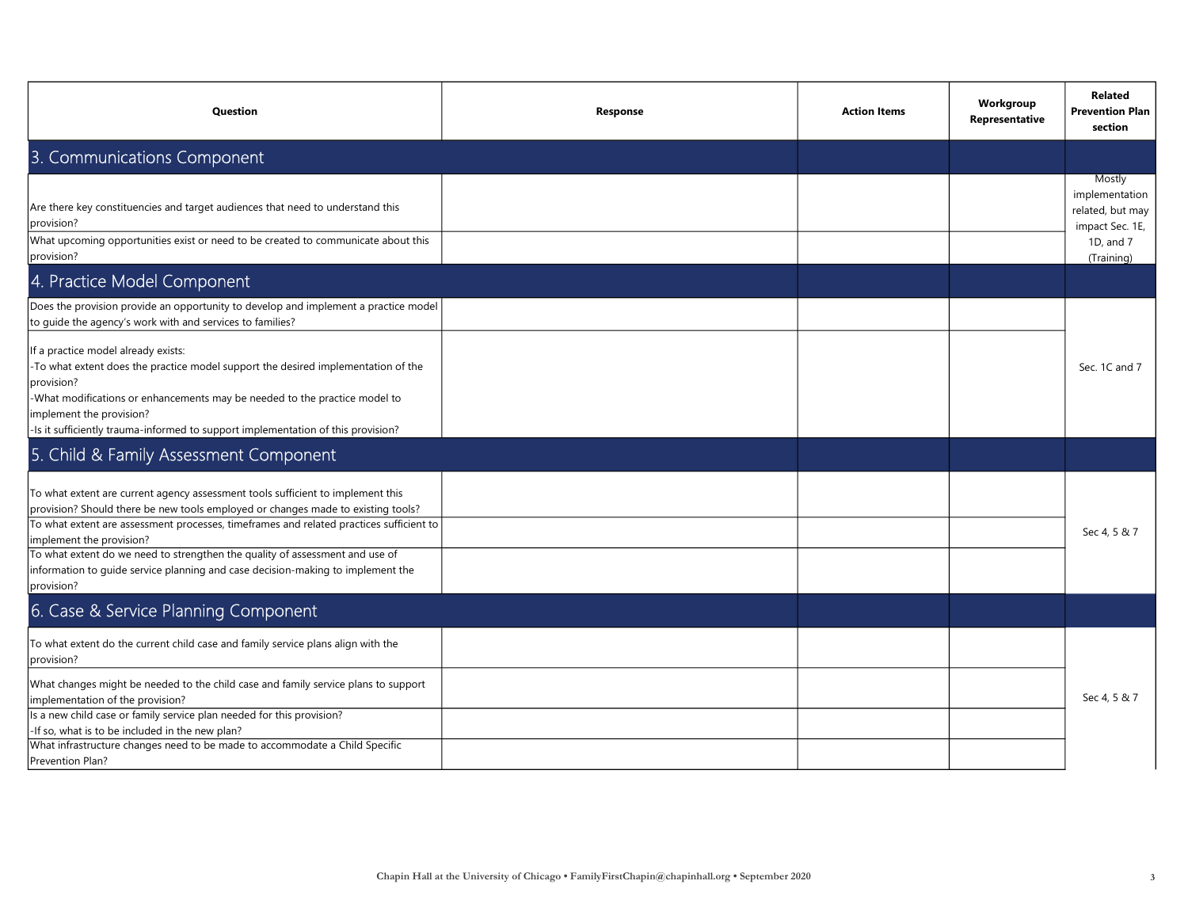| Question | Response | Action Items | Workgroup Representative | Related Prevention Plan section |
|---|---|---|---|---|
| **3. Communications Component** | | | | |
| Are there key constituencies and target audiences that need to understand this provision? | | | | Mostly implementation related, but may impact Sec. 1E, 1D, and 7 (Training) |
| What upcoming opportunities exist or need to be created to communicate about this provision? | | | | |
| **4. Practice Model Component** | | | | |
| Does the provision provide an opportunity to develop and implement a practice model to guide the agency's work with and services to families? | | | | Sec. 1C and 7 |
| If a practice model already exists:<br>-To what extent does the practice model support the desired implementation of the provision?<br>-What modifications or enhancements may be needed to the practice model to implement the provision?<br>-Is it sufficiently trauma-informed to support implementation of this provision? | | | | |
| **5. Child & Family Assessment Component** | | | | |
| To what extent are current agency assessment tools sufficient to implement this provision? Should there be new tools employed or changes made to existing tools? | | | | Sec 4, 5 & 7 |
| To what extent are assessment processes, timeframes and related practices sufficient to implement the provision? | | | | |
| To what extent do we need to strengthen the quality of assessment and use of information to guide service planning and case decision-making to implement the provision? | | | | |
| **6. Case & Service Planning Component** | | | | |
| To what extent do the current child case and family service plans align with the provision? | | | | Sec 4, 5 & 7 |
| What changes might be needed to the child case and family service plans to support implementation of the provision? | | | | |
| Is a new child case or family service plan needed for this provision?<br>-If so, what is to be included in the new plan? | | | | |
| What infrastructure changes need to be made to accommodate a Child Specific Prevention Plan? | | | | |

Chapin Hall at the University of Chicago • FamilyFirstChapin@chapinhall.org • September 2020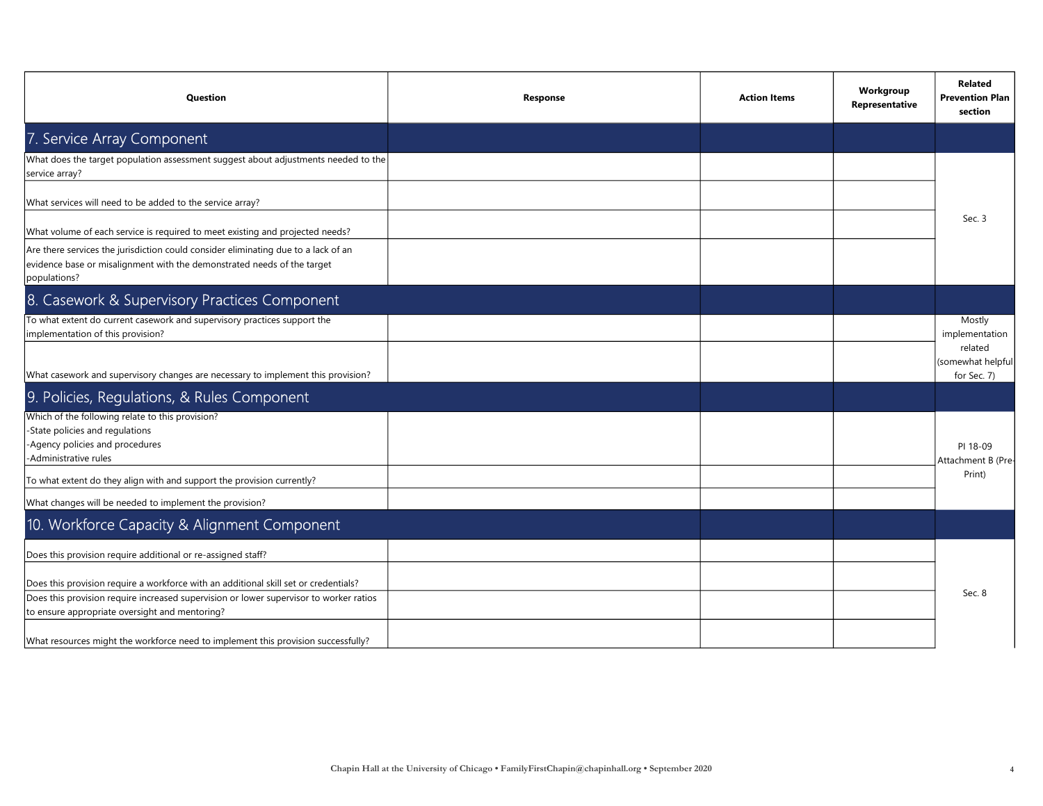| Question | Response | Action Items | Workgroup Representative | Related Prevention Plan section |
|---|---|---|---|---|
| **7. Service Array Component** | | | | |
| What does the target population assessment suggest about adjustments needed to the service array? | | | | Sec. 3 |
| What services will need to be added to the service array? | | | | |
| What volume of each service is required to meet existing and projected needs? | | | | |
| Are there services the jurisdiction could consider eliminating due to a lack of an evidence base or misalignment with the demonstrated needs of the target populations? | | | | |
| **8. Casework & Supervisory Practices Component** | | | | |
| To what extent do current casework and supervisory practices support the implementation of this provision? | | | | Mostly implementation related (somewhat helpful for Sec. 7) |
| What casework and supervisory changes are necessary to implement this provision? | | | | |
| **9. Policies, Regulations, & Rules Component** | | | | |
| Which of the following relate to this provision?<br>-State policies and regulations<br>-Agency policies and procedures<br>-Administrative rules | | | | PI 18-09 Attachment B (Pre-Print) |
| To what extent do they align with and support the provision currently? | | | | |
| What changes will be needed to implement the provision? | | | | |
| **10. Workforce Capacity & Alignment Component** | | | | |
| Does this provision require additional or re-assigned staff? | | | | Sec. 8 |
| Does this provision require a workforce with an additional skill set or credentials? | | | | |
| Does this provision require increased supervision or lower supervisor to worker ratios to ensure appropriate oversight and mentoring? | | | | |
| What resources might the workforce need to implement this provision successfully? | | | | |

Chapin Hall at the University of Chicago • FamilyFirstChapin@chapinhall.org • September 2020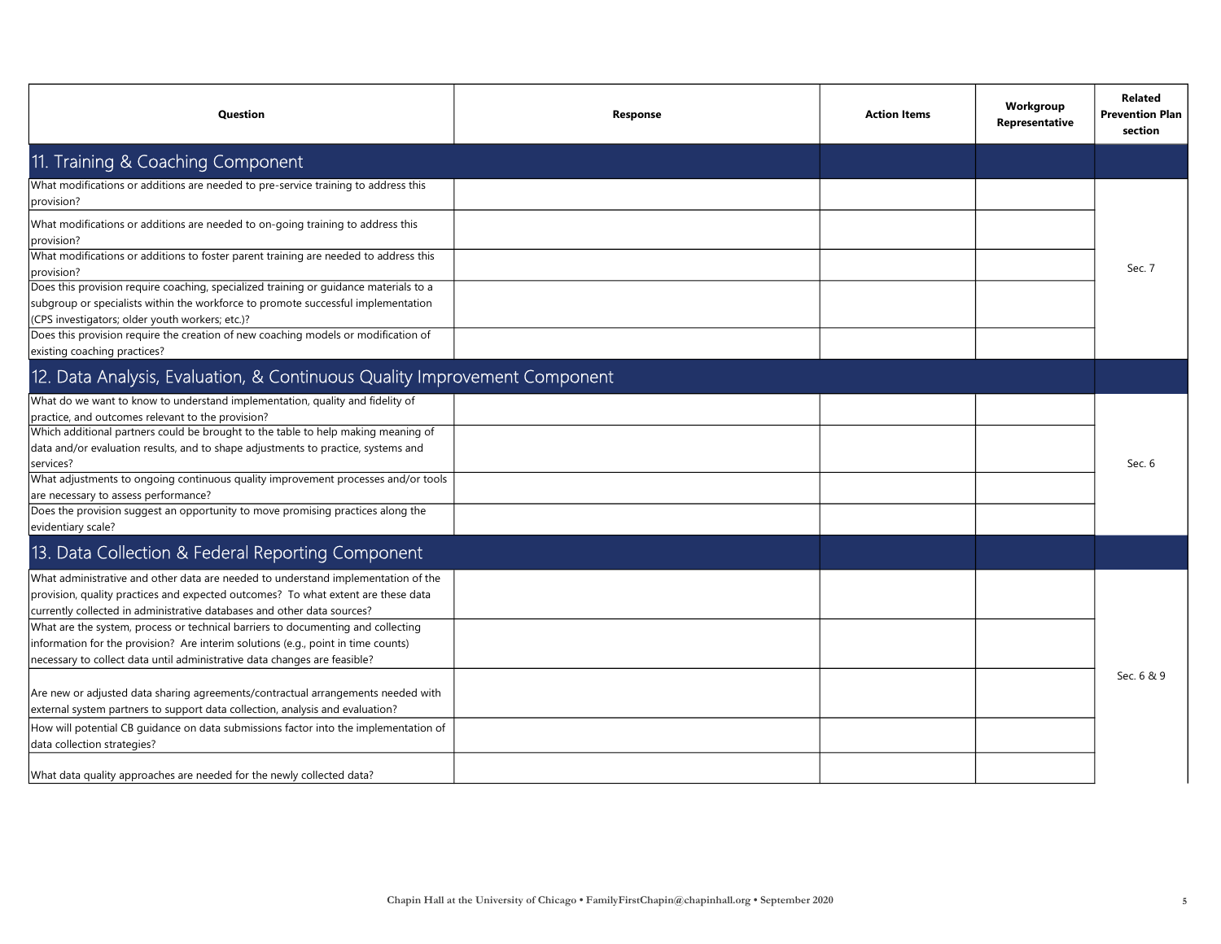| Question | Response | Action Items | Workgroup Representative | Related Prevention Plan section |
|---|---|---|---|---|
| **11. Training & Coaching Component** | | | | |
| What modifications or additions are needed to pre-service training to address this provision? | | | | Sec. 7 |
| What modifications or additions are needed to on-going training to address this provision? | | | | |
| What modifications or additions to foster parent training are needed to address this provision? | | | | |
| Does this provision require coaching, specialized training or guidance materials to a subgroup or specialists within the workforce to promote successful implementation (CPS investigators; older youth workers; etc.)? | | | | |
| Does this provision require the creation of new coaching models or modification of existing coaching practices? | | | | |
| **12. Data Analysis, Evaluation, & Continuous Quality Improvement Component** | | | | |
| What do we want to know to understand implementation, quality and fidelity of practice, and outcomes relevant to the provision? | | | | Sec. 6 |
| Which additional partners could be brought to the table to help making meaning of data and/or evaluation results, and to shape adjustments to practice, systems and services? | | | | |
| What adjustments to ongoing continuous quality improvement processes and/or tools are necessary to assess performance? | | | | |
| Does the provision suggest an opportunity to move promising practices along the evidentiary scale? | | | | |
| **13. Data Collection & Federal Reporting Component** | | | | |
| What administrative and other data are needed to understand implementation of the provision, quality practices and expected outcomes? To what extent are these data currently collected in administrative databases and other data sources? | | | | Sec. 6 & 9 |
| What are the system, process or technical barriers to documenting and collecting information for the provision? Are interim solutions (e.g., point in time counts) necessary to collect data until administrative data changes are feasible? | | | | |
| Are new or adjusted data sharing agreements/contractual arrangements needed with external system partners to support data collection, analysis and evaluation? | | | | |
| How will potential CB guidance on data submissions factor into the implementation of data collection strategies? | | | | |
| What data quality approaches are needed for the newly collected data? | | | | |

Chapin Hall at the University of Chicago • FamilyFirstChapin@chapinhall.org • September 2020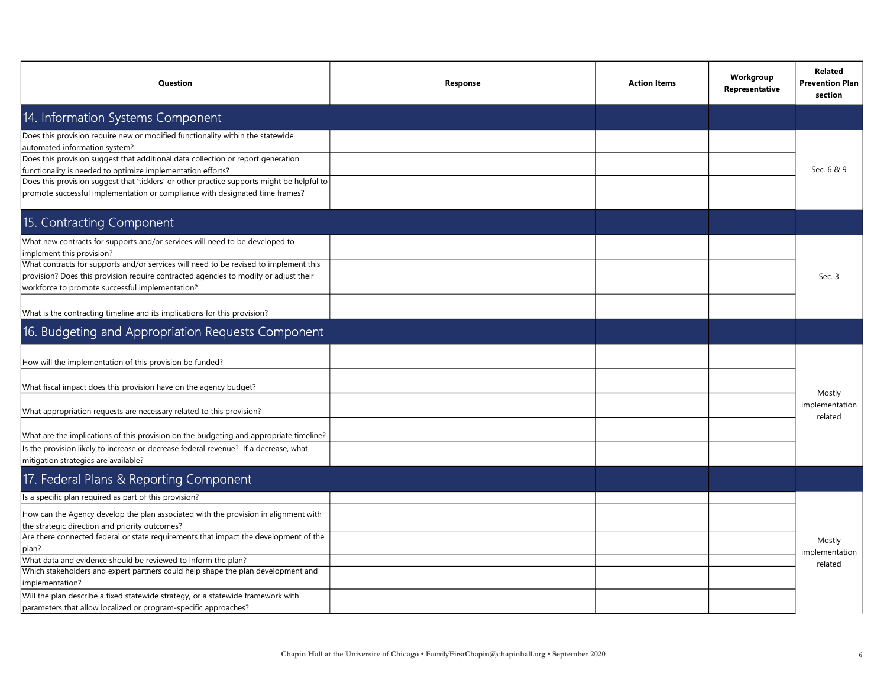| Question | Response | Action Items | Workgroup Representative | Related Prevention Plan section |
|---|---|---|---|---|
| **14. Information Systems Component** | | | | |
| Does this provision require new or modified functionality within the statewide automated information system? | | | | Sec. 6 & 9 |
| Does this provision suggest that additional data collection or report generation functionality is needed to optimize implementation efforts? | | | | |
| Does this provision suggest that 'ticklers' or other practice supports might be helpful to promote successful implementation or compliance with designated time frames? | | | | |
| **15. Contracting Component** | | | | |
| What new contracts for supports and/or services will need to be developed to implement this provision? | | | | Sec. 3 |
| What contracts for supports and/or services will need to be revised to implement this provision? Does this provision require contracted agencies to modify or adjust their workforce to promote successful implementation? | | | | |
| What is the contracting timeline and its implications for this provision? | | | | |
| **16. Budgeting and Appropriation Requests Component** | | | | |
| How will the implementation of this provision be funded? | | | | Mostly implementation related |
| What fiscal impact does this provision have on the agency budget? | | | | |
| What appropriation requests are necessary related to this provision? | | | | |
| What are the implications of this provision on the budgeting and appropriate timeline? | | | | |
| Is the provision likely to increase or decrease federal revenue? If a decrease, what mitigation strategies are available? | | | | |
| **17. Federal Plans & Reporting Component** | | | | |
| Is a specific plan required as part of this provision? | | | | Mostly implementation related |
| How can the Agency develop the plan associated with the provision in alignment with the strategic direction and priority outcomes? | | | | |
| Are there connected federal or state requirements that impact the development of the plan? | | | | |
| What data and evidence should be reviewed to inform the plan? | | | | |
| Which stakeholders and expert partners could help shape the plan development and implementation? | | | | |
| Will the plan describe a fixed statewide strategy, or a statewide framework with parameters that allow localized or program-specific approaches? | | | | |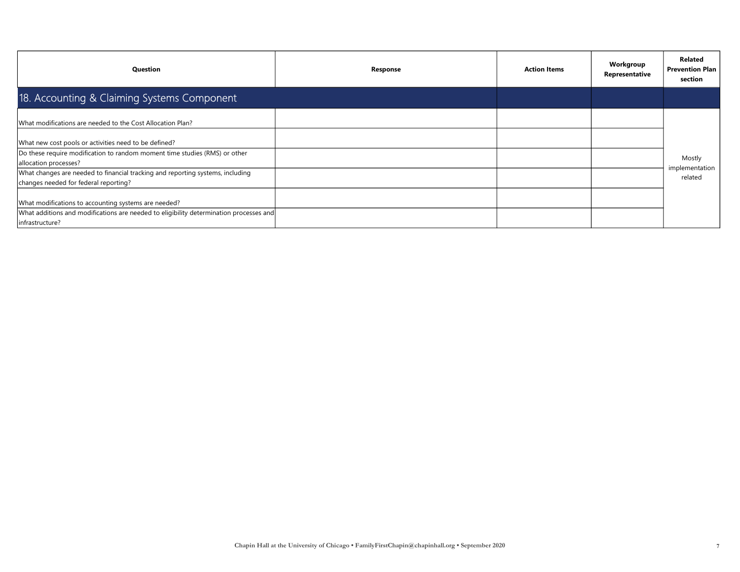| Question | Response | Action Items | Workgroup Representative | Related Prevention Plan section |
|---|---|---|---|---|
| **18. Accounting & Claiming Systems Component** | | | | |
| What modifications are needed to the Cost Allocation Plan? | | | | Mostly implementation related |
| What new cost pools or activities need to be defined? | | | | |
| Do these require modification to random moment time studies (RMS) or other allocation processes? | | | | |
| What changes are needed to financial tracking and reporting systems, including changes needed for federal reporting? | | | | |
| What modifications to accounting systems are needed? | | | | |
| What additions and modifications are needed to eligibility determination processes and infrastructure? | | | | |